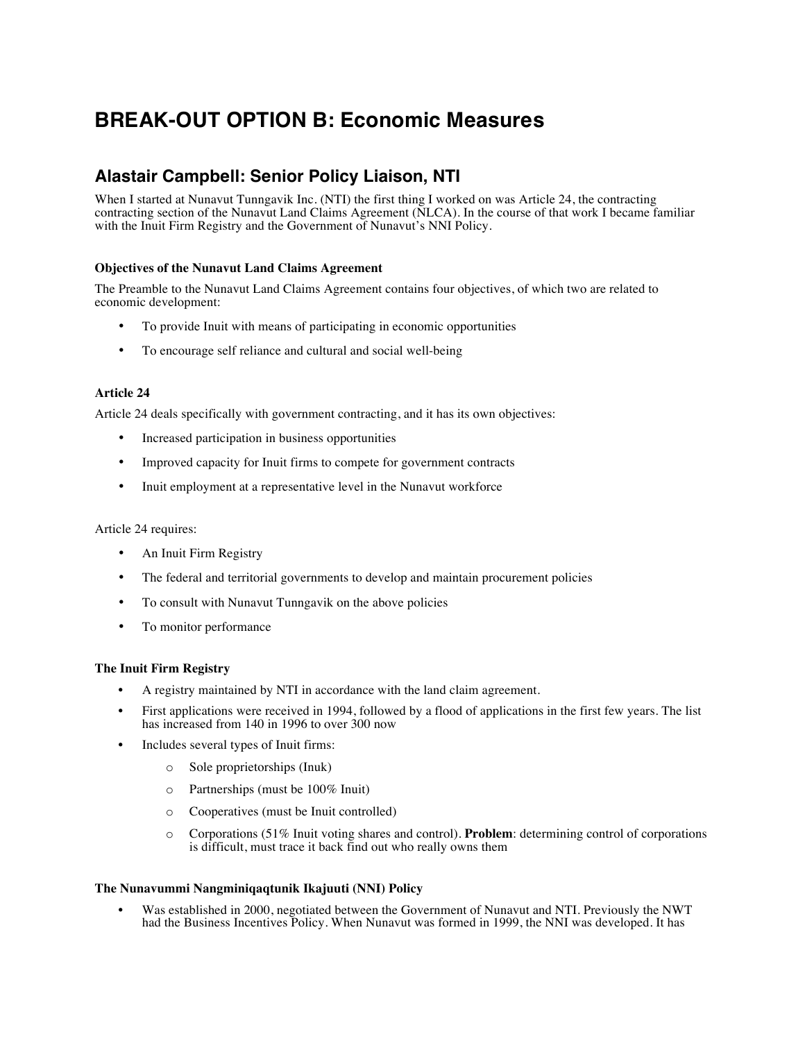# BREAK-OUT OPTION B: Economic Measures

## Alastair Campbell: Senior Policy Liaison, NTI

When I started at Nunavut Tunngavik Inc. (NTI) the first thing I worked on was Article 24, the contracting contracting section of the Nunavut Land Claims Agreement (NLCA). In the course of that work I became familiar with the Inuit Firm Registry and the Government of Nunavut's NNI Policy.

#### Objectives of the Nunavut Land Claims Agreement

The Preamble to the Nunavut Land Claims Agreement contains four objectives, of which two are related to economic development:

- To provide Inuit with means of participating in economic opportunities
- To encourage self reliance and cultural and social well-being

#### Article 24

Article 24 deals specifically with government contracting, and it has its own objectives:

- Increased participation in business opportunities
- Improved capacity for Inuit firms to compete for government contracts
- Inuit employment at a representative level in the Nunavut workforce

Article 24 requires:

- An Inuit Firm Registry
- The federal and territorial governments to develop and maintain procurement policies
- To consult with Nunavut Tunngavik on the above policies
- To monitor performance

#### The Inuit Firm Registry

- A registry maintained by NTI in accordance with the land claim agreement.
- First applications were received in 1994, followed by a flood of applications in the first few years. The list has increased from 140 in 1996 to over 300 now
- Includes several types of Inuit firms:
    - Sole proprietorships (Inuk)
    - Partnerships (must be 100% Inuit)
    - Cooperatives (must be Inuit controlled)
    - Corporations (51% Inuit voting shares and control). **Problem**: determining control of corporations is difficult, must trace it back find out who really owns them

#### The Nunavummi Nangminiqaqtunik Ikajuuti (NNI) Policy

- Was established in 2000, negotiated between the Government of Nunavut and NTI. Previously the NWT had the Business Incentives Policy. When Nunavut was formed in 1999, the NNI was developed. It has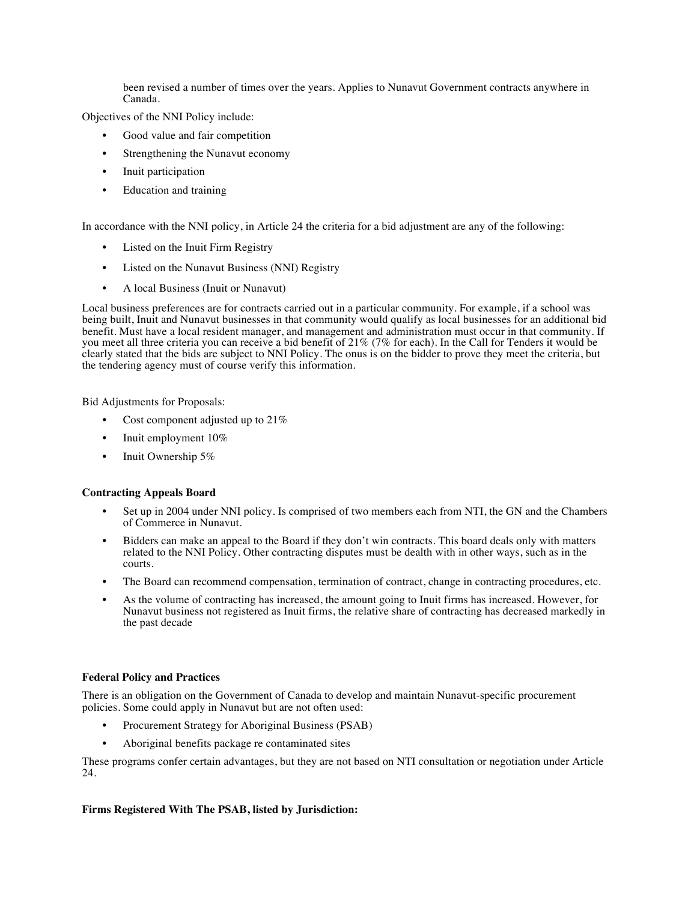been revised a number of times over the years. Applies to Nunavut Government contracts anywhere in Canada.

Objectives of the NNI Policy include:

- Good value and fair competition
- Strengthening the Nunavut economy
- Inuit participation
- Education and training

In accordance with the NNI policy, in Article 24 the criteria for a bid adjustment are any of the following:

- Listed on the Inuit Firm Registry
- Listed on the Nunavut Business (NNI) Registry
- A local Business (Inuit or Nunavut)

Local business preferences are for contracts carried out in a particular community. For example, if a school was being built, Inuit and Nunavut businesses in that community would qualify as local businesses for an additional bid benefit. Must have a local resident manager, and management and administration must occur in that community. If you meet all three criteria you can receive a bid benefit of 21% (7% for each). In the Call for Tenders it would be clearly stated that the bids are subject to NNI Policy. The onus is on the bidder to prove they meet the criteria, but the tendering agency must of course verify this information.

Bid Adjustments for Proposals:

- Cost component adjusted up to 21%
- Inuit employment 10%
- Inuit Ownership 5%

**Contracting Appeals Board**

- Set up in 2004 under NNI policy. Is comprised of two members each from NTI, the GN and the Chambers of Commerce in Nunavut.
- Bidders can make an appeal to the Board if they don't win contracts. This board deals only with matters related to the NNI Policy. Other contracting disputes must be dealth with in other ways, such as in the courts.
- The Board can recommend compensation, termination of contract, change in contracting procedures, etc.
- As the volume of contracting has increased, the amount going to Inuit firms has increased. However, for Nunavut business not registered as Inuit firms, the relative share of contracting has decreased markedly in the past decade

**Federal Policy and Practices**

There is an obligation on the Government of Canada to develop and maintain Nunavut-specific procurement policies. Some could apply in Nunavut but are not often used:

- Procurement Strategy for Aboriginal Business (PSAB)
- Aboriginal benefits package re contaminated sites

These programs confer certain advantages, but they are not based on NTI consultation or negotiation under Article 24.

**Firms Registered With The PSAB, listed by Jurisdiction:**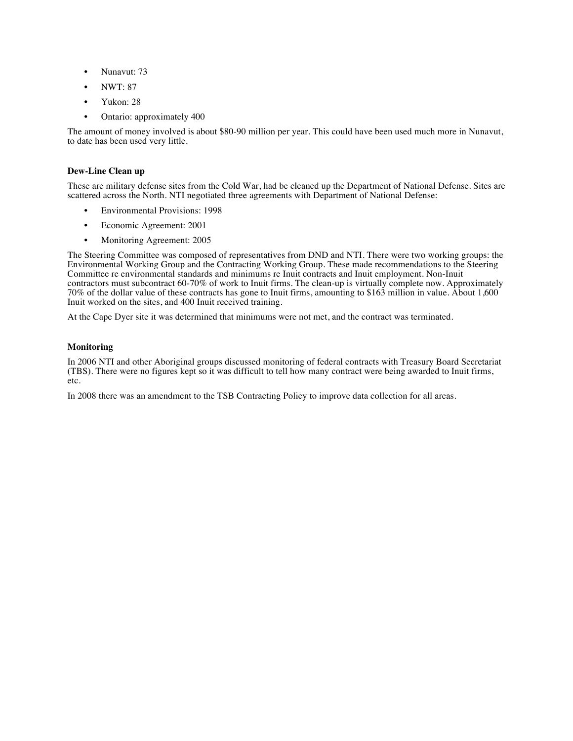- Nunavut: 73
- NWT: 87
- Yukon: 28
- Ontario: approximately 400

The amount of money involved is about $80-90 million per year. This could have been used much more in Nunavut, to date has been used very little.

### Dew-Line Clean up

These are military defense sites from the Cold War, had be cleaned up the Department of National Defense. Sites are scattered across the North. NTI negotiated three agreements with Department of National Defense:

- Environmental Provisions: 1998
- Economic Agreement: 2001
- Monitoring Agreement: 2005

The Steering Committee was composed of representatives from DND and NTI. There were two working groups: the Environmental Working Group and the Contracting Working Group. These made recommendations to the Steering Committee re environmental standards and minimums re Inuit contracts and Inuit employment. Non-Inuit contractors must subcontract 60-70% of work to Inuit firms. The clean-up is virtually complete now. Approximately 70% of the dollar value of these contracts has gone to Inuit firms, amounting to $163 million in value. About 1,600 Inuit worked on the sites, and 400 Inuit received training.

At the Cape Dyer site it was determined that minimums were not met, and the contract was terminated.

### Monitoring

In 2006 NTI and other Aboriginal groups discussed monitoring of federal contracts with Treasury Board Secretariat (TBS). There were no figures kept so it was difficult to tell how many contract were being awarded to Inuit firms, etc.

In 2008 there was an amendment to the TSB Contracting Policy to improve data collection for all areas.